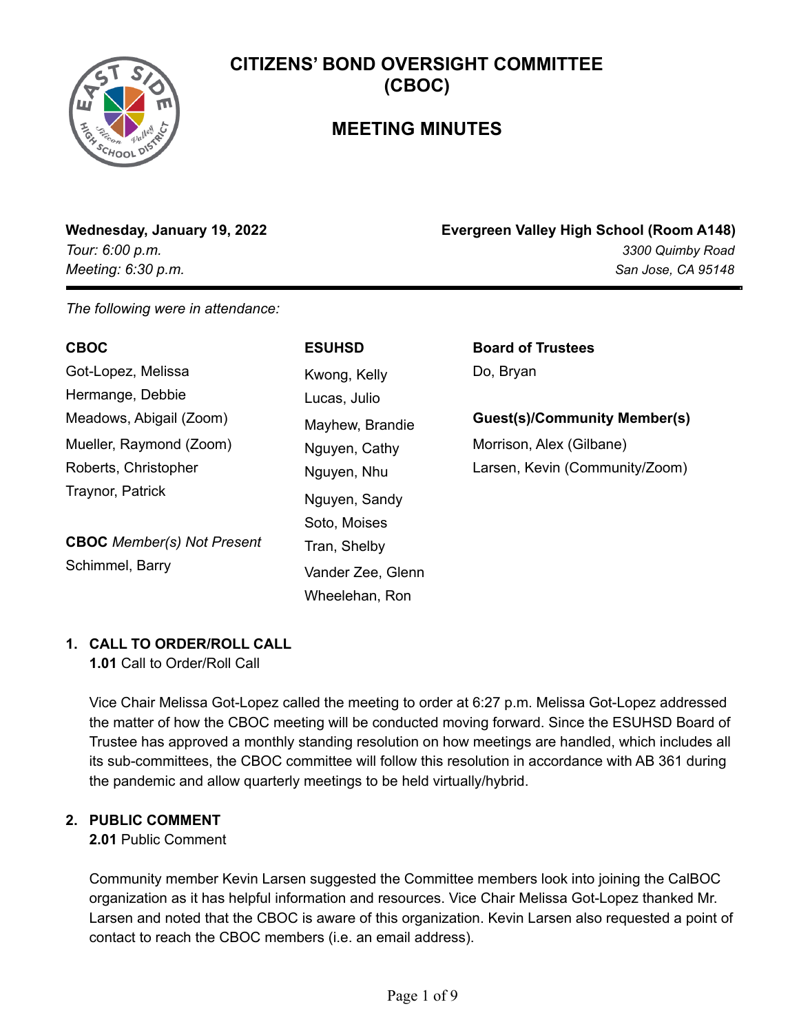# CITIZENS' BOND OVERSIGHT COMMITTEE (CBOC)

## MEETING MINUTES

**Wednesday, January 19, 2022**
*Tour: 6:00 p.m.*
*Meeting: 6:30 p.m.*

**Evergreen Valley High School (Room A148)**
*3300 Quimby Road*
*San Jose, CA 95148*

---

*The following were in attendance:*

**CBOC**
Got-Lopez, Melissa
Hermange, Debbie
Meadows, Abigail (Zoom)
Mueller, Raymond (Zoom)
Roberts, Christopher
Traynor, Patrick

**CBOC** *Member(s) Not Present*
Schimmel, Barry

**ESUHSD**
Kwong, Kelly
Lucas, Julio
Mayhew, Brandie
Nguyen, Cathy
Nguyen, Nhu
Nguyen, Sandy
Soto, Moises
Tran, Shelby
Vander Zee, Glenn
Wheelehan, Ron

**Board of Trustees**
Do, Bryan

**Guest(s)/Community Member(s)**
Morrison, Alex (Gilbane)
Larsen, Kevin (Community/Zoom)

### 1. CALL TO ORDER/ROLL CALL

**1.01** Call to Order/Roll Call

Vice Chair Melissa Got-Lopez called the meeting to order at 6:27 p.m. Melissa Got-Lopez addressed the matter of how the CBOC meeting will be conducted moving forward. Since the ESUHSD Board of Trustee has approved a monthly standing resolution on how meetings are handled, which includes all its sub-committees, the CBOC committee will follow this resolution in accordance with AB 361 during the pandemic and allow quarterly meetings to be held virtually/hybrid.

### 2. PUBLIC COMMENT

**2.01** Public Comment

Community member Kevin Larsen suggested the Committee members look into joining the CalBOC organization as it has helpful information and resources. Vice Chair Melissa Got-Lopez thanked Mr. Larsen and noted that the CBOC is aware of this organization. Kevin Larsen also requested a point of contact to reach the CBOC members (i.e. an email address).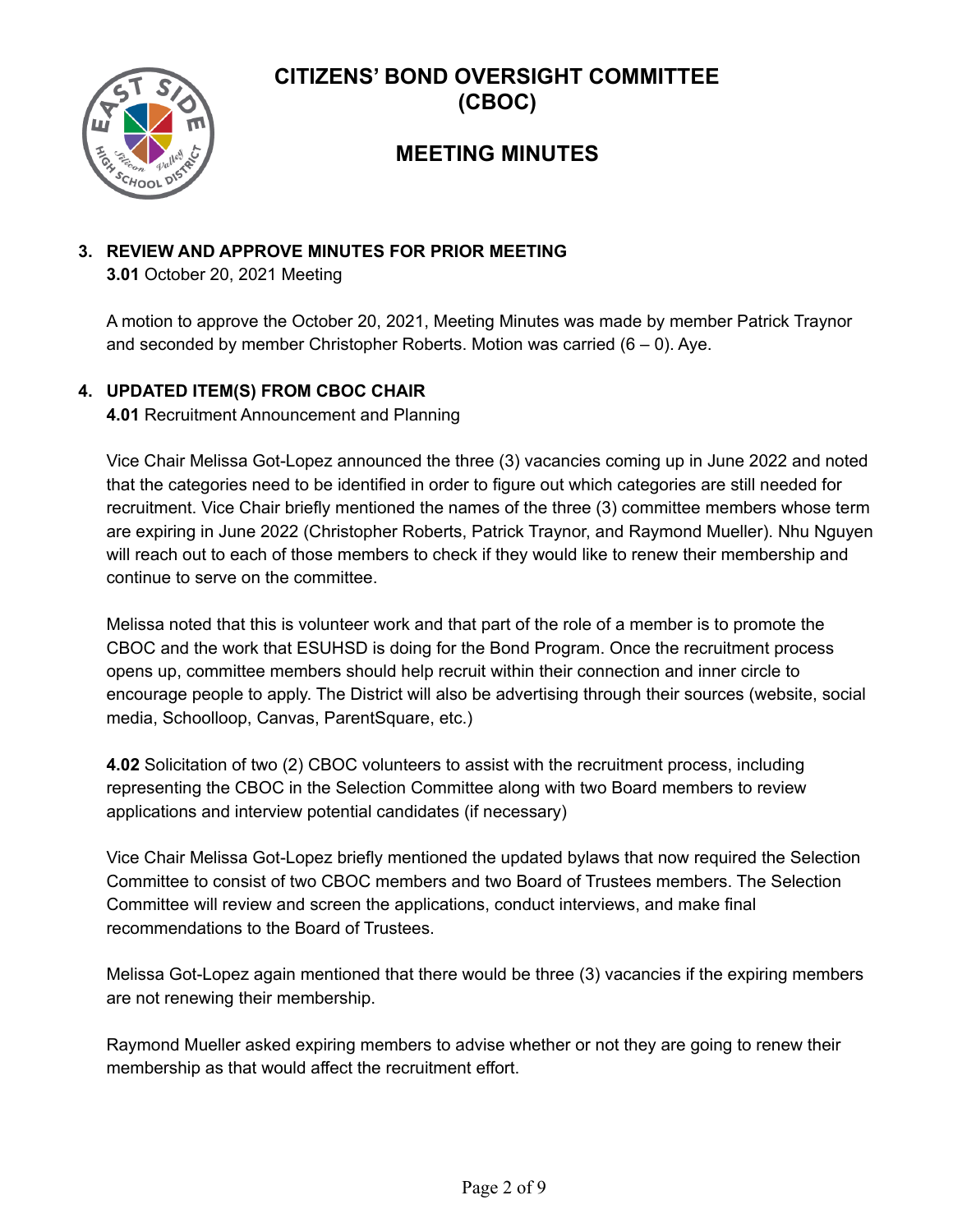# CITIZENS' BOND OVERSIGHT COMMITTEE (CBOC)

## MEETING MINUTES

### 3. REVIEW AND APPROVE MINUTES FOR PRIOR MEETING

**3.01** October 20, 2021 Meeting

A motion to approve the October 20, 2021, Meeting Minutes was made by member Patrick Traynor and seconded by member Christopher Roberts. Motion was carried (6 – 0). Aye.

### 4. UPDATED ITEM(S) FROM CBOC CHAIR

**4.01** Recruitment Announcement and Planning

Vice Chair Melissa Got-Lopez announced the three (3) vacancies coming up in June 2022 and noted that the categories need to be identified in order to figure out which categories are still needed for recruitment. Vice Chair briefly mentioned the names of the three (3) committee members whose term are expiring in June 2022 (Christopher Roberts, Patrick Traynor, and Raymond Mueller). Nhu Nguyen will reach out to each of those members to check if they would like to renew their membership and continue to serve on the committee.

Melissa noted that this is volunteer work and that part of the role of a member is to promote the CBOC and the work that ESUHSD is doing for the Bond Program. Once the recruitment process opens up, committee members should help recruit within their connection and inner circle to encourage people to apply. The District will also be advertising through their sources (website, social media, Schoolloop, Canvas, ParentSquare, etc.)

**4.02** Solicitation of two (2) CBOC volunteers to assist with the recruitment process, including representing the CBOC in the Selection Committee along with two Board members to review applications and interview potential candidates (if necessary)

Vice Chair Melissa Got-Lopez briefly mentioned the updated bylaws that now required the Selection Committee to consist of two CBOC members and two Board of Trustees members. The Selection Committee will review and screen the applications, conduct interviews, and make final recommendations to the Board of Trustees.

Melissa Got-Lopez again mentioned that there would be three (3) vacancies if the expiring members are not renewing their membership.

Raymond Mueller asked expiring members to advise whether or not they are going to renew their membership as that would affect the recruitment effort.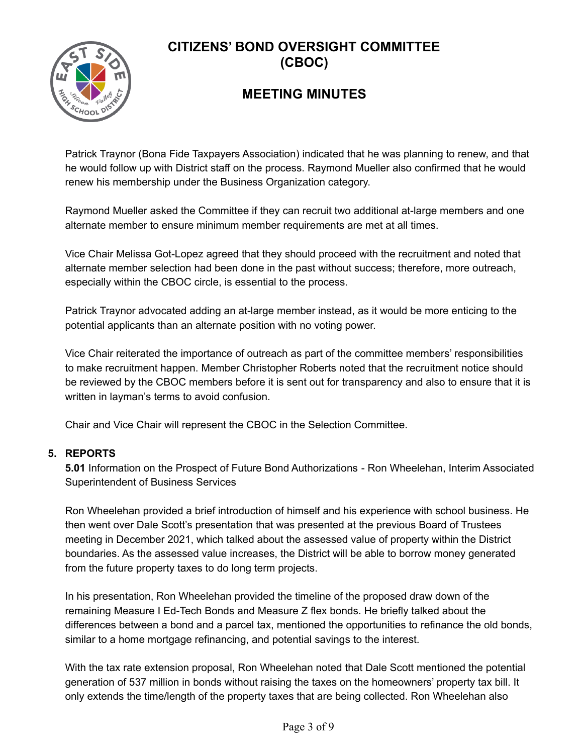Patrick Traynor (Bona Fide Taxpayers Association) indicated that he was planning to renew, and that he would follow up with District staff on the process. Raymond Mueller also confirmed that he would renew his membership under the Business Organization category.

Raymond Mueller asked the Committee if they can recruit two additional at-large members and one alternate member to ensure minimum member requirements are met at all times.

Vice Chair Melissa Got-Lopez agreed that they should proceed with the recruitment and noted that alternate member selection had been done in the past without success; therefore, more outreach, especially within the CBOC circle, is essential to the process.

Patrick Traynor advocated adding an at-large member instead, as it would be more enticing to the potential applicants than an alternate position with no voting power.

Vice Chair reiterated the importance of outreach as part of the committee members' responsibilities to make recruitment happen. Member Christopher Roberts noted that the recruitment notice should be reviewed by the CBOC members before it is sent out for transparency and also to ensure that it is written in layman's terms to avoid confusion.

Chair and Vice Chair will represent the CBOC in the Selection Committee.

## 5. REPORTS

**5.01** Information on the Prospect of Future Bond Authorizations - Ron Wheelehan, Interim Associated Superintendent of Business Services

Ron Wheelehan provided a brief introduction of himself and his experience with school business. He then went over Dale Scott's presentation that was presented at the previous Board of Trustees meeting in December 2021, which talked about the assessed value of property within the District boundaries. As the assessed value increases, the District will be able to borrow money generated from the future property taxes to do long term projects.

In his presentation, Ron Wheelehan provided the timeline of the proposed draw down of the remaining Measure I Ed-Tech Bonds and Measure Z flex bonds. He briefly talked about the differences between a bond and a parcel tax, mentioned the opportunities to refinance the old bonds, similar to a home mortgage refinancing, and potential savings to the interest.

With the tax rate extension proposal, Ron Wheelehan noted that Dale Scott mentioned the potential generation of 537 million in bonds without raising the taxes on the homeowners' property tax bill. It only extends the time/length of the property taxes that are being collected. Ron Wheelehan also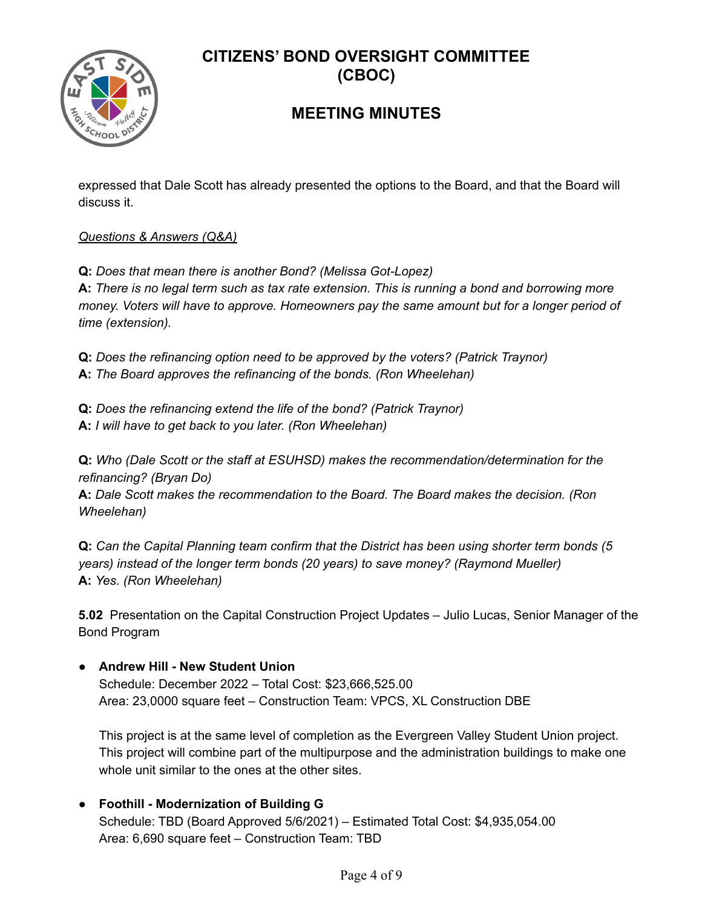expressed that Dale Scott has already presented the options to the Board, and that the Board will discuss it.

*Questions & Answers (Q&A)*

**Q:** *Does that mean there is another Bond? (Melissa Got-Lopez)*
**A:** *There is no legal term such as tax rate extension. This is running a bond and borrowing more money. Voters will have to approve. Homeowners pay the same amount but for a longer period of time (extension).*

**Q:** *Does the refinancing option need to be approved by the voters? (Patrick Traynor)*
**A:** *The Board approves the refinancing of the bonds. (Ron Wheelehan)*

**Q:** *Does the refinancing extend the life of the bond? (Patrick Traynor)*
**A:** *I will have to get back to you later. (Ron Wheelehan)*

**Q:** *Who (Dale Scott or the staff at ESUHSD) makes the recommendation/determination for the refinancing? (Bryan Do)*
**A:** *Dale Scott makes the recommendation to the Board. The Board makes the decision. (Ron Wheelehan)*

**Q:** *Can the Capital Planning team confirm that the District has been using shorter term bonds (5 years) instead of the longer term bonds (20 years) to save money? (Raymond Mueller)*
**A:** *Yes. (Ron Wheelehan)*

**5.02** Presentation on the Capital Construction Project Updates – Julio Lucas, Senior Manager of the Bond Program

- **Andrew Hill - New Student Union**
  Schedule: December 2022 – Total Cost: $23,666,525.00
  Area: 23,0000 square feet – Construction Team: VPCS, XL Construction DBE

  This project is at the same level of completion as the Evergreen Valley Student Union project. This project will combine part of the multipurpose and the administration buildings to make one whole unit similar to the ones at the other sites.

- **Foothill - Modernization of Building G**
  Schedule: TBD (Board Approved 5/6/2021) – Estimated Total Cost: $4,935,054.00
  Area: 6,690 square feet – Construction Team: TBD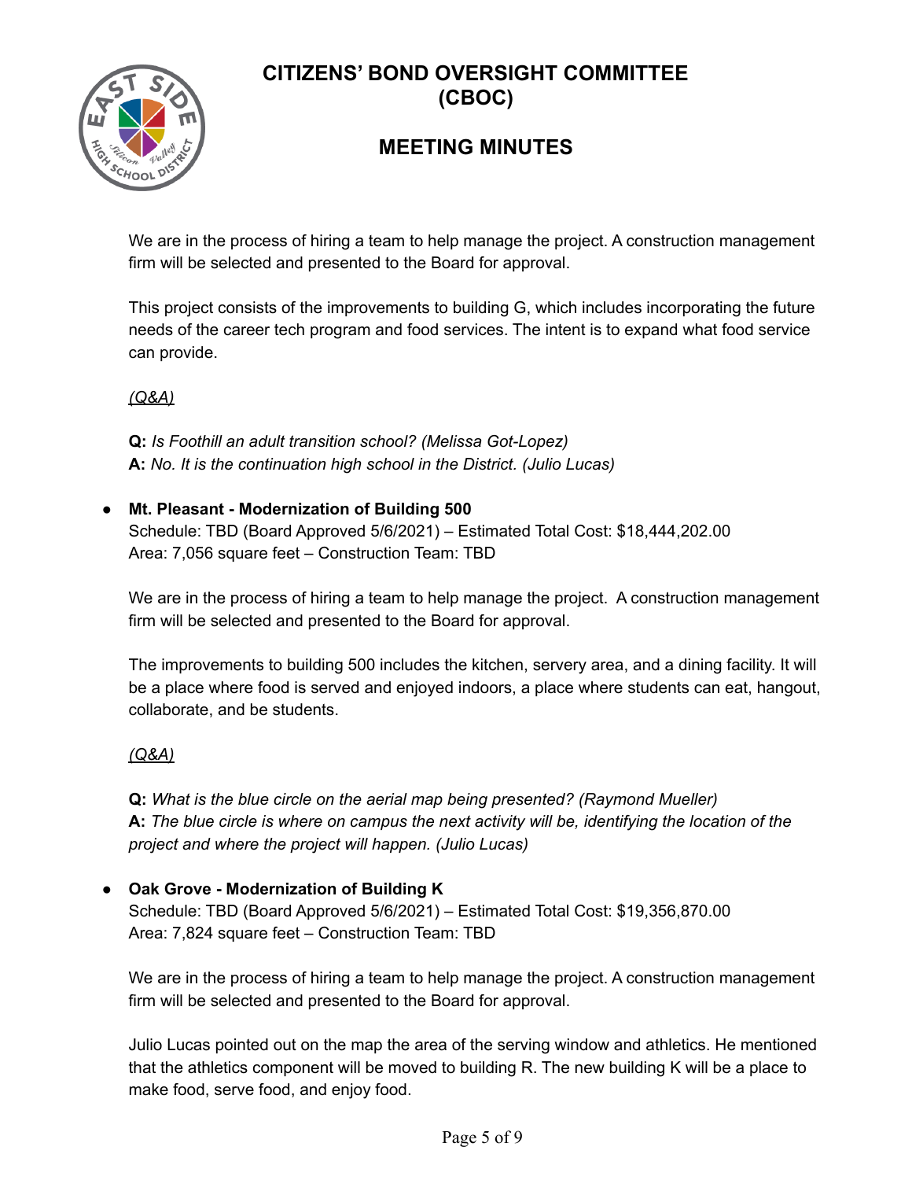We are in the process of hiring a team to help manage the project. A construction management firm will be selected and presented to the Board for approval.

This project consists of the improvements to building G, which includes incorporating the future needs of the career tech program and food services. The intent is to expand what food service can provide.

*(Q&A)*

**Q:** *Is Foothill an adult transition school? (Melissa Got-Lopez)*
**A:** *No. It is the continuation high school in the District. (Julio Lucas)*

- **Mt. Pleasant - Modernization of Building 500**
  Schedule: TBD (Board Approved 5/6/2021) – Estimated Total Cost: $18,444,202.00
  Area: 7,056 square feet – Construction Team: TBD

  We are in the process of hiring a team to help manage the project. A construction management firm will be selected and presented to the Board for approval.

  The improvements to building 500 includes the kitchen, servery area, and a dining facility. It will be a place where food is served and enjoyed indoors, a place where students can eat, hangout, collaborate, and be students.

  *(Q&A)*

  **Q:** *What is the blue circle on the aerial map being presented? (Raymond Mueller)*
  **A:** *The blue circle is where on campus the next activity will be, identifying the location of the project and where the project will happen. (Julio Lucas)*

- **Oak Grove - Modernization of Building K**
  Schedule: TBD (Board Approved 5/6/2021) – Estimated Total Cost: $19,356,870.00
  Area: 7,824 square feet – Construction Team: TBD

  We are in the process of hiring a team to help manage the project. A construction management firm will be selected and presented to the Board for approval.

  Julio Lucas pointed out on the map the area of the serving window and athletics. He mentioned that the athletics component will be moved to building R. The new building K will be a place to make food, serve food, and enjoy food.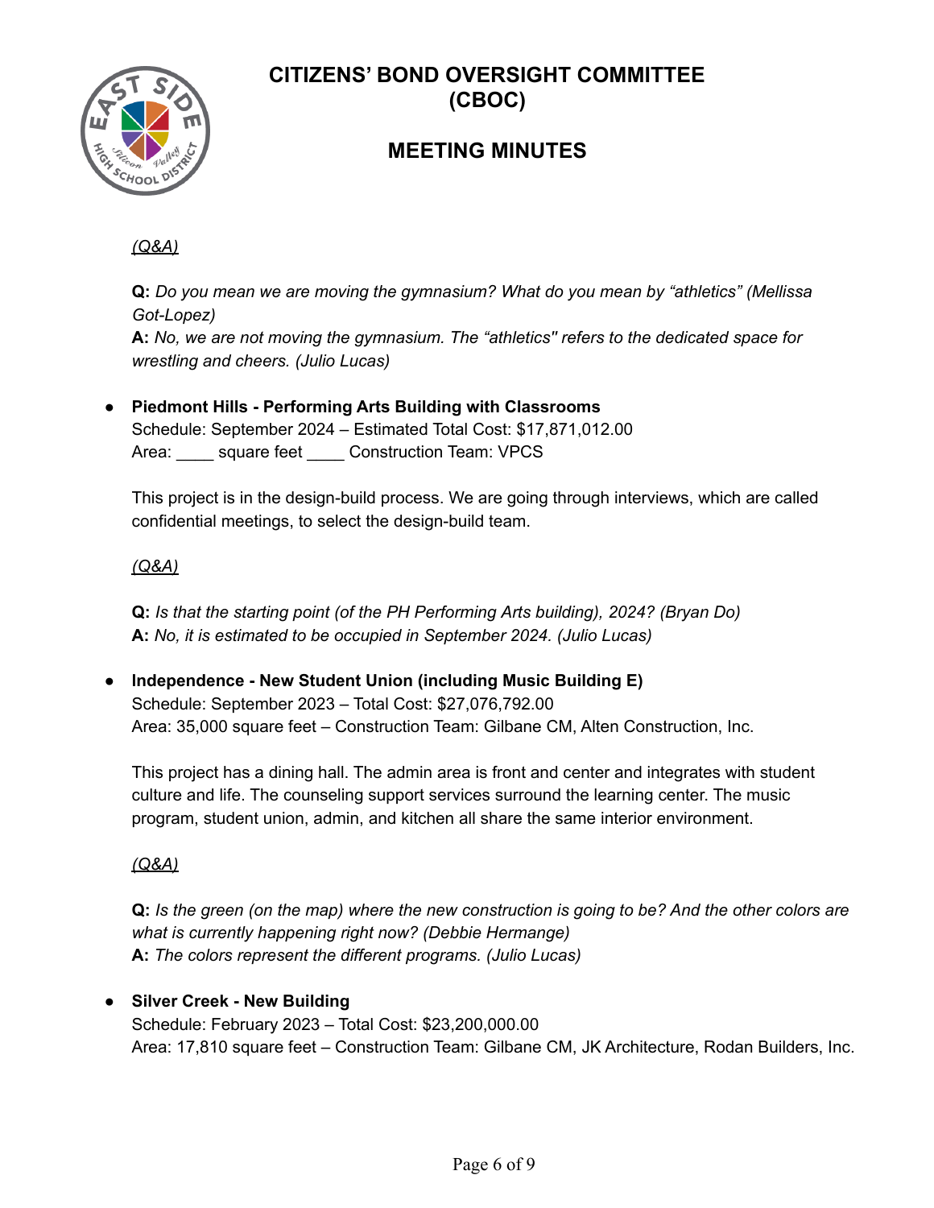*(Q&A)*

**Q:** *Do you mean we are moving the gymnasium? What do you mean by "athletics" (Mellissa Got-Lopez)*
**A:** *No, we are not moving the gymnasium. The "athletics" refers to the dedicated space for wrestling and cheers. (Julio Lucas)*

- **Piedmont Hills - Performing Arts Building with Classrooms**
  Schedule: September 2024 – Estimated Total Cost: $17,871,012.00
  Area: ____ square feet ____ Construction Team: VPCS

  This project is in the design-build process. We are going through interviews, which are called confidential meetings, to select the design-build team.

  *(Q&A)*

  **Q:** *Is that the starting point (of the PH Performing Arts building), 2024? (Bryan Do)*
  **A:** *No, it is estimated to be occupied in September 2024. (Julio Lucas)*

- **Independence - New Student Union (including Music Building E)**
  Schedule: September 2023 – Total Cost: $27,076,792.00
  Area: 35,000 square feet – Construction Team: Gilbane CM, Alten Construction, Inc.

  This project has a dining hall. The admin area is front and center and integrates with student culture and life. The counseling support services surround the learning center. The music program, student union, admin, and kitchen all share the same interior environment.

  *(Q&A)*

  **Q:** *Is the green (on the map) where the new construction is going to be? And the other colors are what is currently happening right now? (Debbie Hermange)*
  **A:** *The colors represent the different programs. (Julio Lucas)*

- **Silver Creek - New Building**
  Schedule: February 2023 – Total Cost: $23,200,000.00
  Area: 17,810 square feet – Construction Team: Gilbane CM, JK Architecture, Rodan Builders, Inc.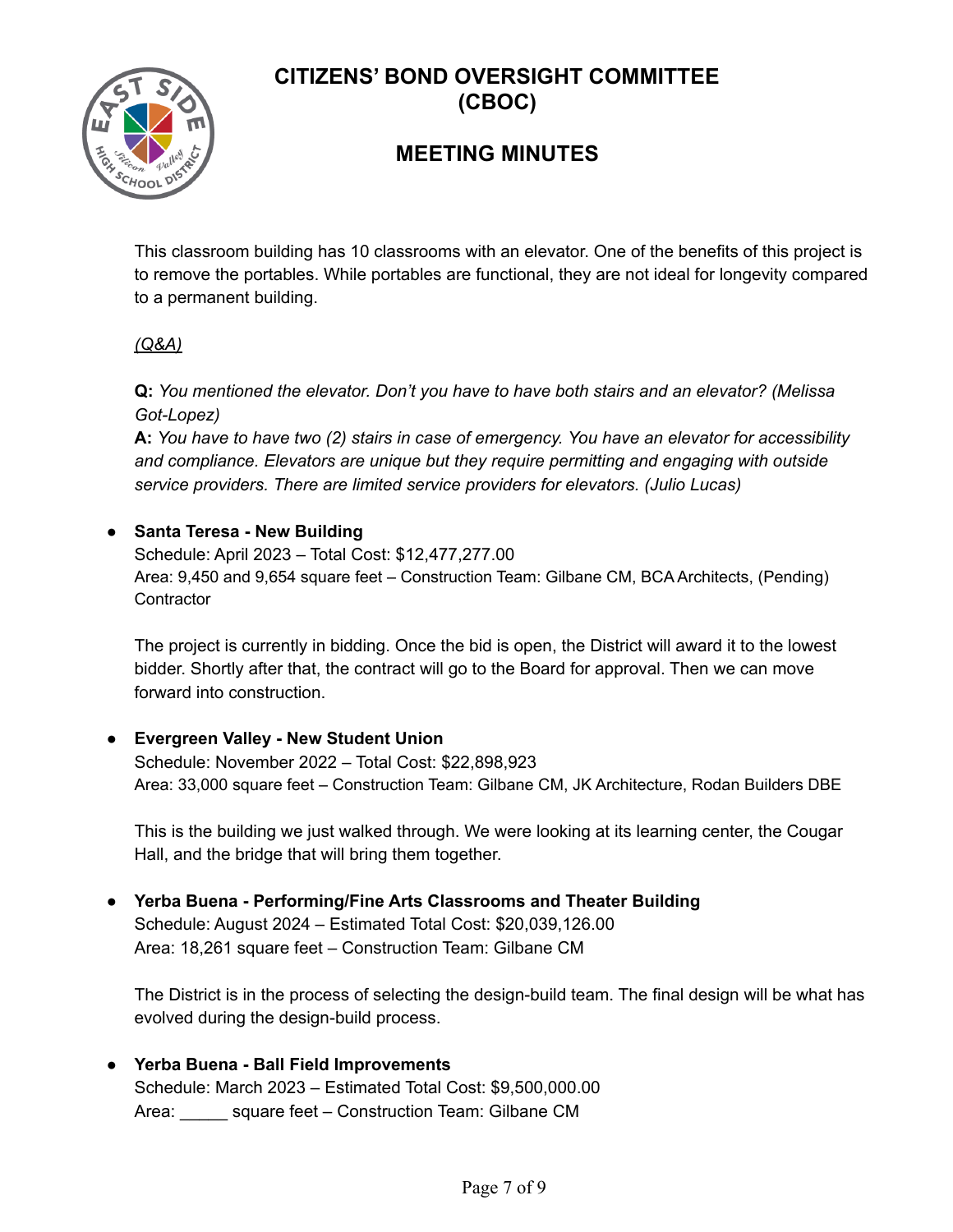This classroom building has 10 classrooms with an elevator. One of the benefits of this project is to remove the portables. While portables are functional, they are not ideal for longevity compared to a permanent building.

*(Q&A)*

**Q:** *You mentioned the elevator. Don't you have to have both stairs and an elevator? (Melissa Got-Lopez)*
**A:** *You have to have two (2) stairs in case of emergency. You have an elevator for accessibility and compliance. Elevators are unique but they require permitting and engaging with outside service providers. There are limited service providers for elevators. (Julio Lucas)*

- **Santa Teresa - New Building**
  Schedule: April 2023 – Total Cost: $12,477,277.00
  Area: 9,450 and 9,654 square feet – Construction Team: Gilbane CM, BCA Architects, (Pending) Contractor

  The project is currently in bidding. Once the bid is open, the District will award it to the lowest bidder. Shortly after that, the contract will go to the Board for approval. Then we can move forward into construction.

- **Evergreen Valley - New Student Union**
  Schedule: November 2022 – Total Cost: $22,898,923
  Area: 33,000 square feet – Construction Team: Gilbane CM, JK Architecture, Rodan Builders DBE

  This is the building we just walked through. We were looking at its learning center, the Cougar Hall, and the bridge that will bring them together.

- **Yerba Buena - Performing/Fine Arts Classrooms and Theater Building**
  Schedule: August 2024 – Estimated Total Cost: $20,039,126.00
  Area: 18,261 square feet – Construction Team: Gilbane CM

  The District is in the process of selecting the design-build team. The final design will be what has evolved during the design-build process.

- **Yerba Buena - Ball Field Improvements**
  Schedule: March 2023 – Estimated Total Cost: $9,500,000.00
  Area: _____ square feet – Construction Team: Gilbane CM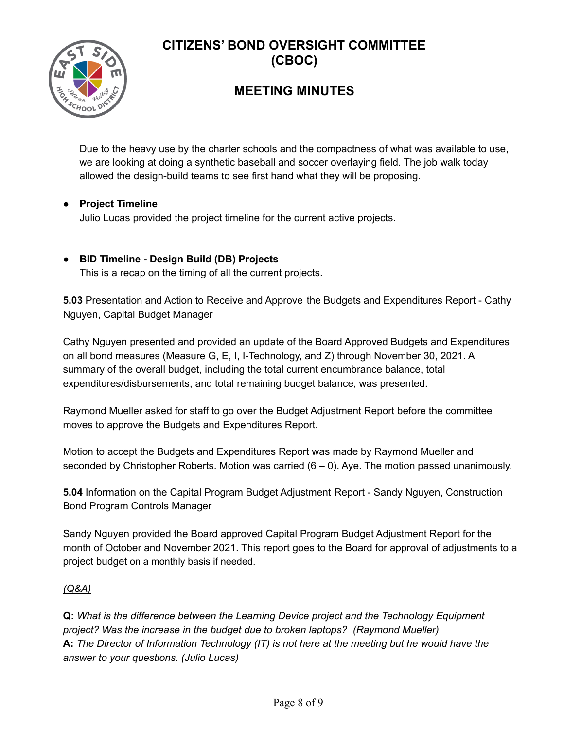Due to the heavy use by the charter schools and the compactness of what was available to use, we are looking at doing a synthetic baseball and soccer overlaying field. The job walk today allowed the design-build teams to see first hand what they will be proposing.

- **Project Timeline**
  Julio Lucas provided the project timeline for the current active projects.

- **BID Timeline - Design Build (DB) Projects**
  This is a recap on the timing of all the current projects.

**5.03** Presentation and Action to Receive and Approve the Budgets and Expenditures Report - Cathy Nguyen, Capital Budget Manager

Cathy Nguyen presented and provided an update of the Board Approved Budgets and Expenditures on all bond measures (Measure G, E, I, I-Technology, and Z) through November 30, 2021. A summary of the overall budget, including the total current encumbrance balance, total expenditures/disbursements, and total remaining budget balance, was presented.

Raymond Mueller asked for staff to go over the Budget Adjustment Report before the committee moves to approve the Budgets and Expenditures Report.

Motion to accept the Budgets and Expenditures Report was made by Raymond Mueller and seconded by Christopher Roberts. Motion was carried (6 – 0). Aye. The motion passed unanimously.

**5.04** Information on the Capital Program Budget Adjustment Report - Sandy Nguyen, Construction Bond Program Controls Manager

Sandy Nguyen provided the Board approved Capital Program Budget Adjustment Report for the month of October and November 2021. This report goes to the Board for approval of adjustments to a project budget on a monthly basis if needed.

*(Q&A)*

**Q:** *What is the difference between the Learning Device project and the Technology Equipment project? Was the increase in the budget due to broken laptops? (Raymond Mueller)*
**A:** *The Director of Information Technology (IT) is not here at the meeting but he would have the answer to your questions. (Julio Lucas)*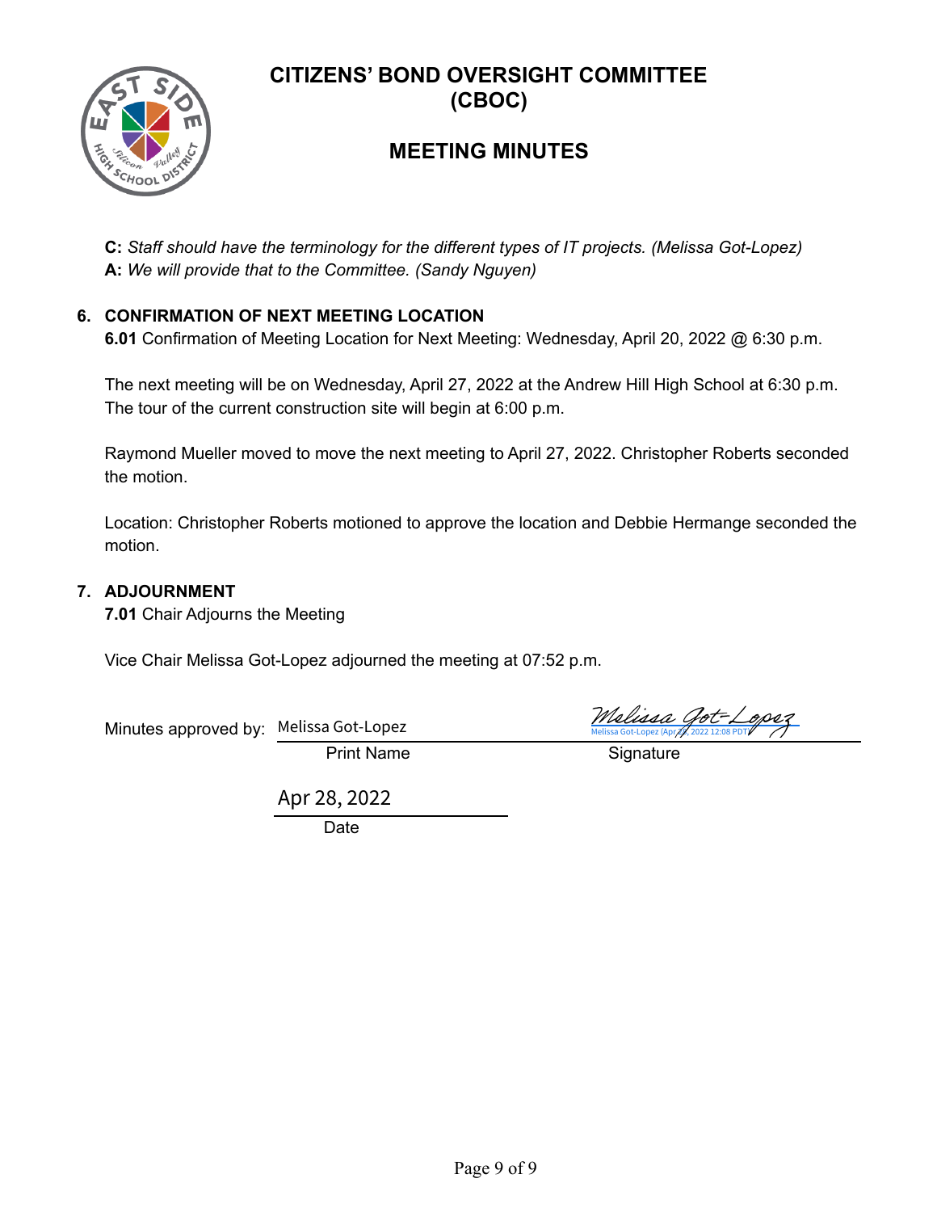# CITIZENS' BOND OVERSIGHT COMMITTEE (CBOC)

## MEETING MINUTES

**C:** *Staff should have the terminology for the different types of IT projects. (Melissa Got-Lopez)*
**A:** *We will provide that to the Committee. (Sandy Nguyen)*

### 6. CONFIRMATION OF NEXT MEETING LOCATION

**6.01** Confirmation of Meeting Location for Next Meeting: Wednesday, April 20, 2022 @ 6:30 p.m.

The next meeting will be on Wednesday, April 27, 2022 at the Andrew Hill High School at 6:30 p.m. The tour of the current construction site will begin at 6:00 p.m.

Raymond Mueller moved to move the next meeting to April 27, 2022. Christopher Roberts seconded the motion.

Location: Christopher Roberts motioned to approve the location and Debbie Hermange seconded the motion.

### 7. ADJOURNMENT

**7.01** Chair Adjourns the Meeting

Vice Chair Melissa Got-Lopez adjourned the meeting at 07:52 p.m.

Minutes approved by: Melissa Got-Lopez — *Melissa Got-Lopez* (Melissa Got-Lopez (Apr 28, 2022 12:08 PDT))

Print Name — Signature

Apr 28, 2022

Date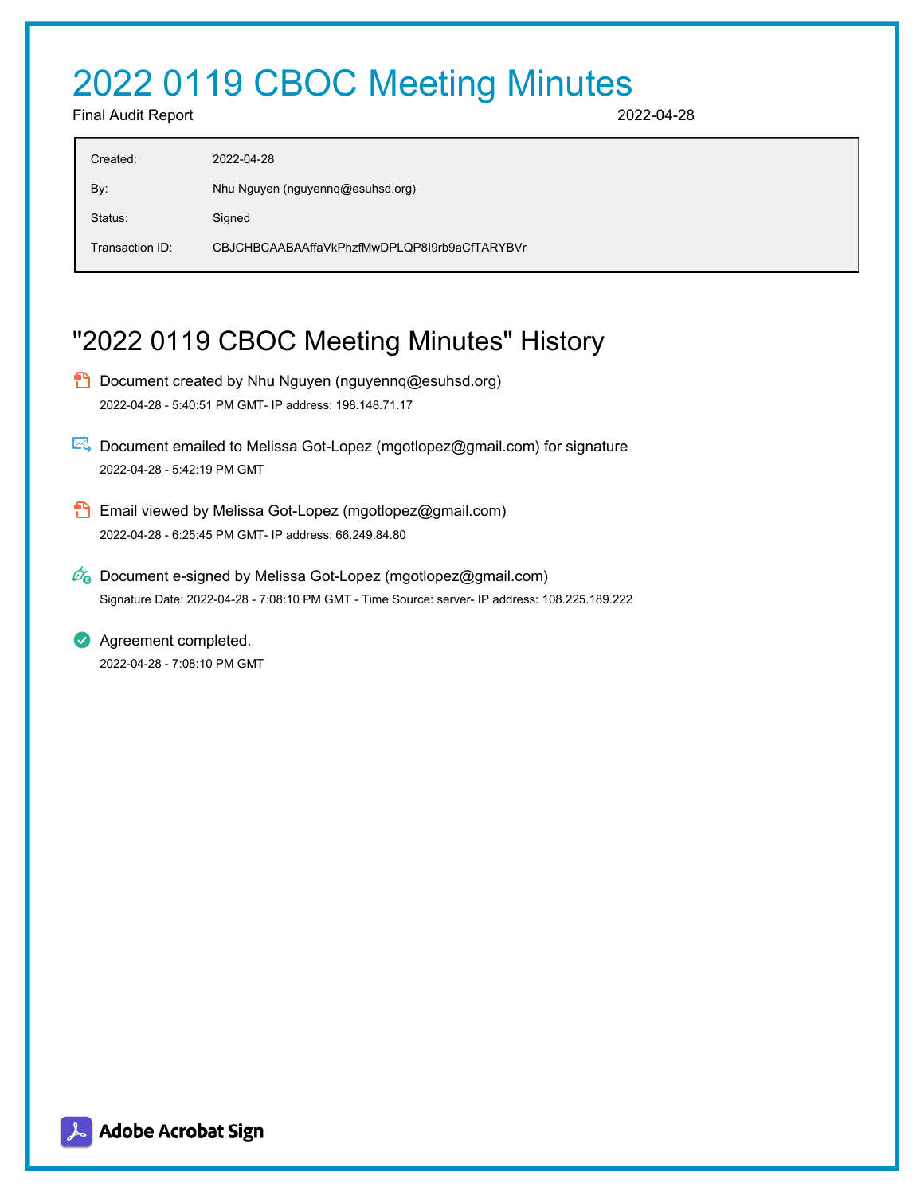# 2022 0119 CBOC Meeting Minutes

Final Audit Report 2022-04-28

| | |
|---|---|
| Created: | 2022-04-28 |
| By: | Nhu Nguyen (nguyennq@esuhsd.org) |
| Status: | Signed |
| Transaction ID: | CBJCHBCAABAAffaVkPhzfMwDPLQP8I9rb9aCfTARYBVr |

## "2022 0119 CBOC Meeting Minutes" History

- Document created by Nhu Nguyen (nguyennq@esuhsd.org)
  2022-04-28 - 5:40:51 PM GMT- IP address: 198.148.71.17

- Document emailed to Melissa Got-Lopez (mgotlopez@gmail.com) for signature
  2022-04-28 - 5:42:19 PM GMT

- Email viewed by Melissa Got-Lopez (mgotlopez@gmail.com)
  2022-04-28 - 6:25:45 PM GMT- IP address: 66.249.84.80

- Document e-signed by Melissa Got-Lopez (mgotlopez@gmail.com)
  Signature Date: 2022-04-28 - 7:08:10 PM GMT - Time Source: server- IP address: 108.225.189.222

- Agreement completed.
  2022-04-28 - 7:08:10 PM GMT

Adobe Acrobat Sign